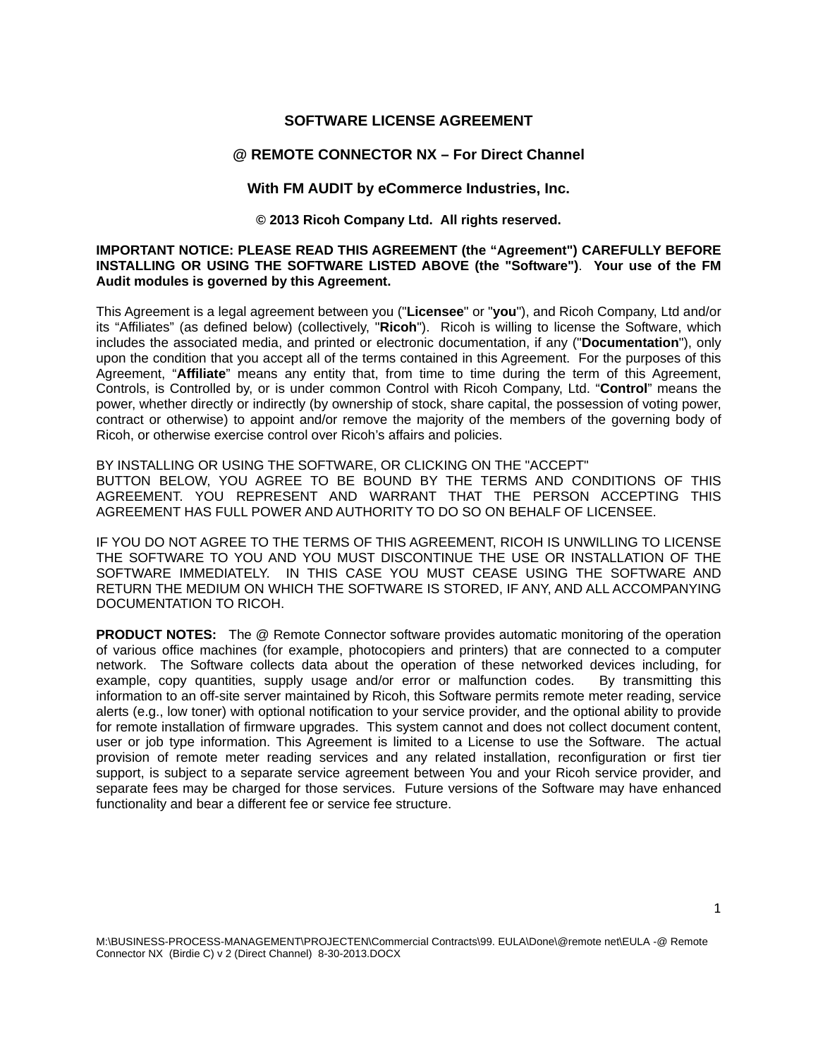# SOFTWARE LICENSE AGREEMENT

## @ REMOTE CONNECTOR NX – For Direct Channel

## With FM AUDIT by eCommerce Industries, Inc.

**© 2013 Ricoh Company Ltd. All rights reserved.**

**IMPORTANT NOTICE: PLEASE READ THIS AGREEMENT (the "Agreement") CAREFULLY BEFORE INSTALLING OR USING THE SOFTWARE LISTED ABOVE (the "Software"). Your use of the FM Audit modules is governed by this Agreement.**

This Agreement is a legal agreement between you ("**Licensee**" or "**you**"), and Ricoh Company, Ltd and/or its "Affiliates" (as defined below) (collectively, "**Ricoh**"). Ricoh is willing to license the Software, which includes the associated media, and printed or electronic documentation, if any ("**Documentation**"), only upon the condition that you accept all of the terms contained in this Agreement. For the purposes of this Agreement, "**Affiliate**" means any entity that, from time to time during the term of this Agreement, Controls, is Controlled by, or is under common Control with Ricoh Company, Ltd. "**Control**" means the power, whether directly or indirectly (by ownership of stock, share capital, the possession of voting power, contract or otherwise) to appoint and/or remove the majority of the members of the governing body of Ricoh, or otherwise exercise control over Ricoh's affairs and policies.

BY INSTALLING OR USING THE SOFTWARE, OR CLICKING ON THE "ACCEPT" BUTTON BELOW, YOU AGREE TO BE BOUND BY THE TERMS AND CONDITIONS OF THIS AGREEMENT. YOU REPRESENT AND WARRANT THAT THE PERSON ACCEPTING THIS AGREEMENT HAS FULL POWER AND AUTHORITY TO DO SO ON BEHALF OF LICENSEE.

IF YOU DO NOT AGREE TO THE TERMS OF THIS AGREEMENT, RICOH IS UNWILLING TO LICENSE THE SOFTWARE TO YOU AND YOU MUST DISCONTINUE THE USE OR INSTALLATION OF THE SOFTWARE IMMEDIATELY. IN THIS CASE YOU MUST CEASE USING THE SOFTWARE AND RETURN THE MEDIUM ON WHICH THE SOFTWARE IS STORED, IF ANY, AND ALL ACCOMPANYING DOCUMENTATION TO RICOH.

**PRODUCT NOTES:** The @ Remote Connector software provides automatic monitoring of the operation of various office machines (for example, photocopiers and printers) that are connected to a computer network. The Software collects data about the operation of these networked devices including, for example, copy quantities, supply usage and/or error or malfunction codes. By transmitting this information to an off-site server maintained by Ricoh, this Software permits remote meter reading, service alerts (e.g., low toner) with optional notification to your service provider, and the optional ability to provide for remote installation of firmware upgrades. This system cannot and does not collect document content, user or job type information. This Agreement is limited to a License to use the Software. The actual provision of remote meter reading services and any related installation, reconfiguration or first tier support, is subject to a separate service agreement between You and your Ricoh service provider, and separate fees may be charged for those services. Future versions of the Software may have enhanced functionality and bear a different fee or service fee structure.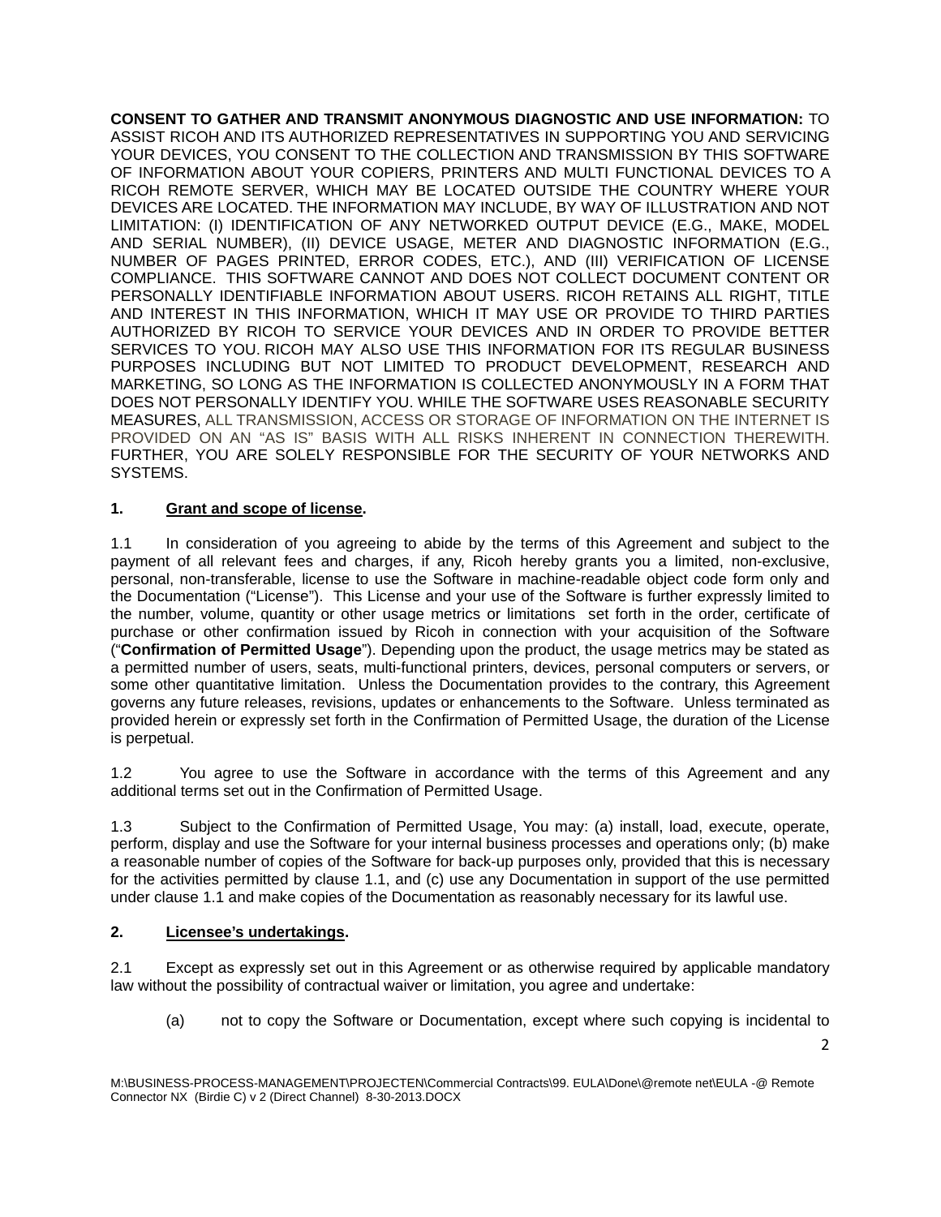**CONSENT TO GATHER AND TRANSMIT ANONYMOUS DIAGNOSTIC AND USE INFORMATION:** TO ASSIST RICOH AND ITS AUTHORIZED REPRESENTATIVES IN SUPPORTING YOU AND SERVICING YOUR DEVICES, YOU CONSENT TO THE COLLECTION AND TRANSMISSION BY THIS SOFTWARE OF INFORMATION ABOUT YOUR COPIERS, PRINTERS AND MULTI FUNCTIONAL DEVICES TO A RICOH REMOTE SERVER, WHICH MAY BE LOCATED OUTSIDE THE COUNTRY WHERE YOUR DEVICES ARE LOCATED. THE INFORMATION MAY INCLUDE, BY WAY OF ILLUSTRATION AND NOT LIMITATION: (I) IDENTIFICATION OF ANY NETWORKED OUTPUT DEVICE (E.G., MAKE, MODEL AND SERIAL NUMBER), (II) DEVICE USAGE, METER AND DIAGNOSTIC INFORMATION (E.G., NUMBER OF PAGES PRINTED, ERROR CODES, ETC.), AND (III) VERIFICATION OF LICENSE COMPLIANCE. THIS SOFTWARE CANNOT AND DOES NOT COLLECT DOCUMENT CONTENT OR PERSONALLY IDENTIFIABLE INFORMATION ABOUT USERS. RICOH RETAINS ALL RIGHT, TITLE AND INTEREST IN THIS INFORMATION, WHICH IT MAY USE OR PROVIDE TO THIRD PARTIES AUTHORIZED BY RICOH TO SERVICE YOUR DEVICES AND IN ORDER TO PROVIDE BETTER SERVICES TO YOU. RICOH MAY ALSO USE THIS INFORMATION FOR ITS REGULAR BUSINESS PURPOSES INCLUDING BUT NOT LIMITED TO PRODUCT DEVELOPMENT, RESEARCH AND MARKETING, SO LONG AS THE INFORMATION IS COLLECTED ANONYMOUSLY IN A FORM THAT DOES NOT PERSONALLY IDENTIFY YOU. WHILE THE SOFTWARE USES REASONABLE SECURITY MEASURES, ALL TRANSMISSION, ACCESS OR STORAGE OF INFORMATION ON THE INTERNET IS PROVIDED ON AN "AS IS" BASIS WITH ALL RISKS INHERENT IN CONNECTION THEREWITH. FURTHER, YOU ARE SOLELY RESPONSIBLE FOR THE SECURITY OF YOUR NETWORKS AND SYSTEMS.

**1. <u>Grant and scope of license</u>.**

1.1 In consideration of you agreeing to abide by the terms of this Agreement and subject to the payment of all relevant fees and charges, if any, Ricoh hereby grants you a limited, non-exclusive, personal, non-transferable, license to use the Software in machine-readable object code form only and the Documentation ("License"). This License and your use of the Software is further expressly limited to the number, volume, quantity or other usage metrics or limitations set forth in the order, certificate of purchase or other confirmation issued by Ricoh in connection with your acquisition of the Software ("**Confirmation of Permitted Usage**"). Depending upon the product, the usage metrics may be stated as a permitted number of users, seats, multi-functional printers, devices, personal computers or servers, or some other quantitative limitation. Unless the Documentation provides to the contrary, this Agreement governs any future releases, revisions, updates or enhancements to the Software. Unless terminated as provided herein or expressly set forth in the Confirmation of Permitted Usage, the duration of the License is perpetual.

1.2 You agree to use the Software in accordance with the terms of this Agreement and any additional terms set out in the Confirmation of Permitted Usage.

1.3 Subject to the Confirmation of Permitted Usage, You may: (a) install, load, execute, operate, perform, display and use the Software for your internal business processes and operations only; (b) make a reasonable number of copies of the Software for back-up purposes only, provided that this is necessary for the activities permitted by clause 1.1, and (c) use any Documentation in support of the use permitted under clause 1.1 and make copies of the Documentation as reasonably necessary for its lawful use.

**2. <u>Licensee's undertakings</u>.**

2.1 Except as expressly set out in this Agreement or as otherwise required by applicable mandatory law without the possibility of contractual waiver or limitation, you agree and undertake:

(a) not to copy the Software or Documentation, except where such copying is incidental to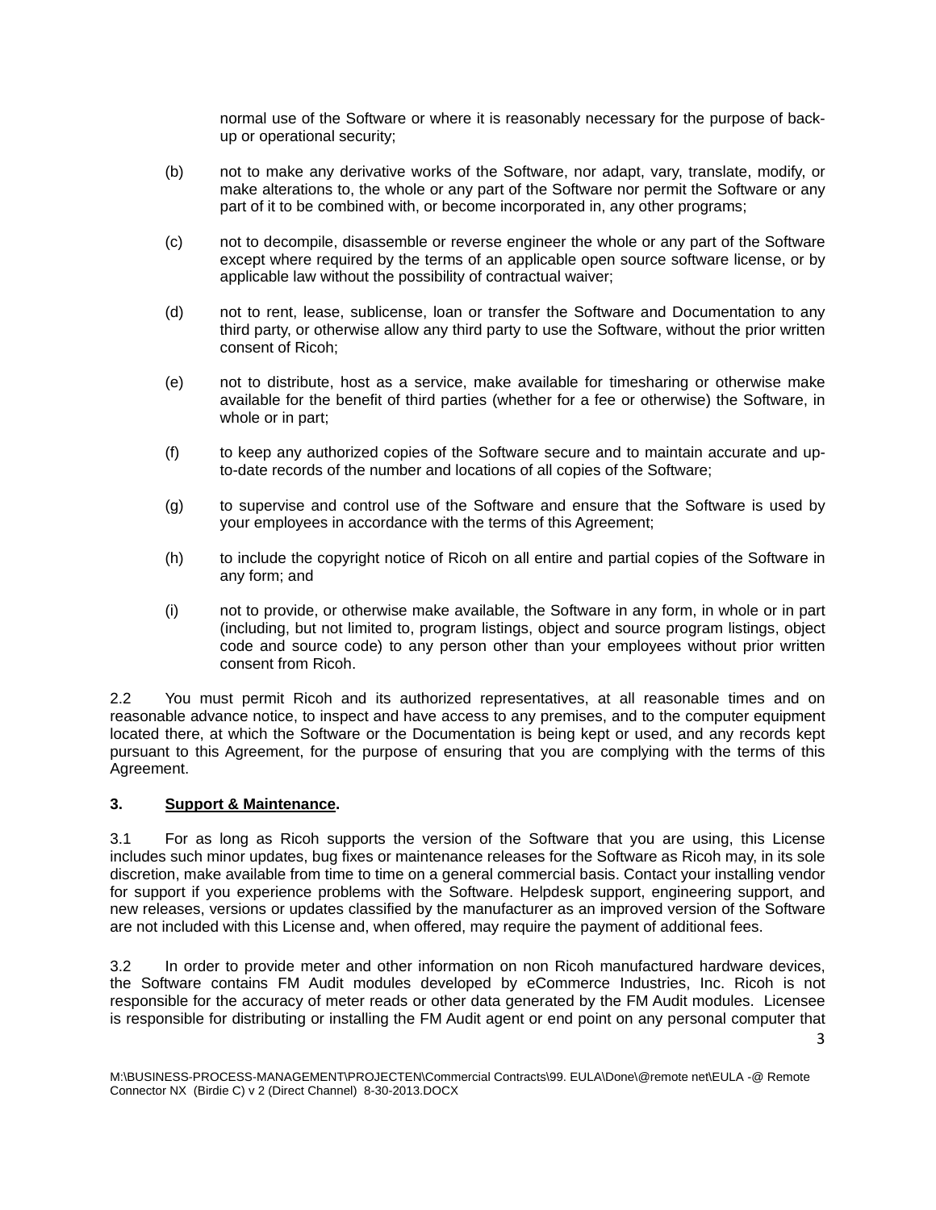normal use of the Software or where it is reasonably necessary for the purpose of back-up or operational security;

(b) not to make any derivative works of the Software, nor adapt, vary, translate, modify, or make alterations to, the whole or any part of the Software nor permit the Software or any part of it to be combined with, or become incorporated in, any other programs;

(c) not to decompile, disassemble or reverse engineer the whole or any part of the Software except where required by the terms of an applicable open source software license, or by applicable law without the possibility of contractual waiver;

(d) not to rent, lease, sublicense, loan or transfer the Software and Documentation to any third party, or otherwise allow any third party to use the Software, without the prior written consent of Ricoh;

(e) not to distribute, host as a service, make available for timesharing or otherwise make available for the benefit of third parties (whether for a fee or otherwise) the Software, in whole or in part;

(f) to keep any authorized copies of the Software secure and to maintain accurate and up-to-date records of the number and locations of all copies of the Software;

(g) to supervise and control use of the Software and ensure that the Software is used by your employees in accordance with the terms of this Agreement;

(h) to include the copyright notice of Ricoh on all entire and partial copies of the Software in any form; and

(i) not to provide, or otherwise make available, the Software in any form, in whole or in part (including, but not limited to, program listings, object and source program listings, object code and source code) to any person other than your employees without prior written consent from Ricoh.

2.2 You must permit Ricoh and its authorized representatives, at all reasonable times and on reasonable advance notice, to inspect and have access to any premises, and to the computer equipment located there, at which the Software or the Documentation is being kept or used, and any records kept pursuant to this Agreement, for the purpose of ensuring that you are complying with the terms of this Agreement.

**3. <u>Support & Maintenance</u>.**

3.1 For as long as Ricoh supports the version of the Software that you are using, this License includes such minor updates, bug fixes or maintenance releases for the Software as Ricoh may, in its sole discretion, make available from time to time on a general commercial basis. Contact your installing vendor for support if you experience problems with the Software. Helpdesk support, engineering support, and new releases, versions or updates classified by the manufacturer as an improved version of the Software are not included with this License and, when offered, may require the payment of additional fees.

3.2 In order to provide meter and other information on non Ricoh manufactured hardware devices, the Software contains FM Audit modules developed by eCommerce Industries, Inc. Ricoh is not responsible for the accuracy of meter reads or other data generated by the FM Audit modules. Licensee is responsible for distributing or installing the FM Audit agent or end point on any personal computer that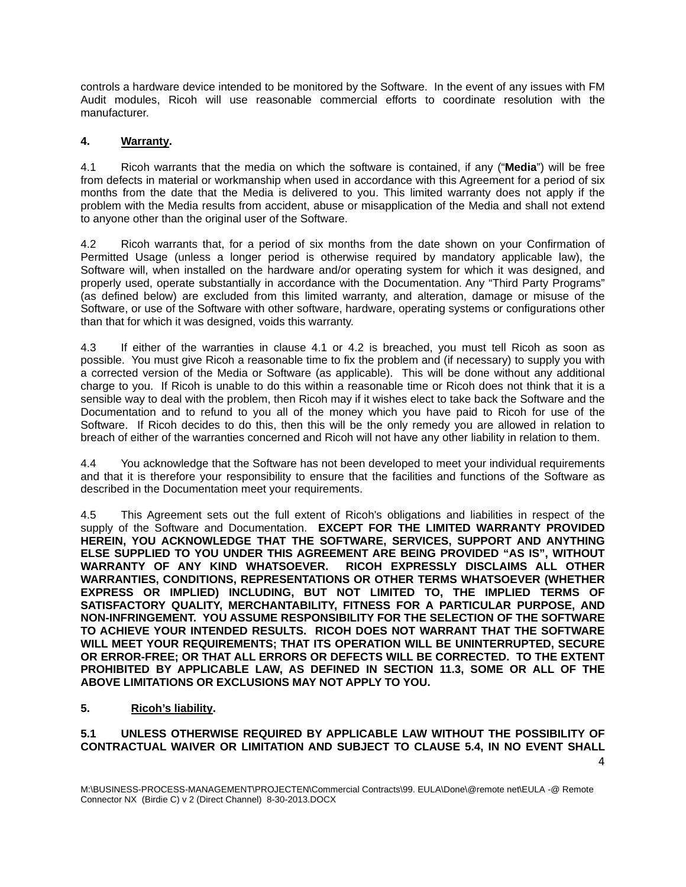controls a hardware device intended to be monitored by the Software. In the event of any issues with FM Audit modules, Ricoh will use reasonable commercial efforts to coordinate resolution with the manufacturer.

**4. Warranty.**

4.1 Ricoh warrants that the media on which the software is contained, if any ("**Media**") will be free from defects in material or workmanship when used in accordance with this Agreement for a period of six months from the date that the Media is delivered to you. This limited warranty does not apply if the problem with the Media results from accident, abuse or misapplication of the Media and shall not extend to anyone other than the original user of the Software.

4.2 Ricoh warrants that, for a period of six months from the date shown on your Confirmation of Permitted Usage (unless a longer period is otherwise required by mandatory applicable law), the Software will, when installed on the hardware and/or operating system for which it was designed, and properly used, operate substantially in accordance with the Documentation. Any "Third Party Programs" (as defined below) are excluded from this limited warranty, and alteration, damage or misuse of the Software, or use of the Software with other software, hardware, operating systems or configurations other than that for which it was designed, voids this warranty.

4.3 If either of the warranties in clause 4.1 or 4.2 is breached, you must tell Ricoh as soon as possible. You must give Ricoh a reasonable time to fix the problem and (if necessary) to supply you with a corrected version of the Media or Software (as applicable). This will be done without any additional charge to you. If Ricoh is unable to do this within a reasonable time or Ricoh does not think that it is a sensible way to deal with the problem, then Ricoh may if it wishes elect to take back the Software and the Documentation and to refund to you all of the money which you have paid to Ricoh for use of the Software. If Ricoh decides to do this, then this will be the only remedy you are allowed in relation to breach of either of the warranties concerned and Ricoh will not have any other liability in relation to them.

4.4 You acknowledge that the Software has not been developed to meet your individual requirements and that it is therefore your responsibility to ensure that the facilities and functions of the Software as described in the Documentation meet your requirements.

4.5 This Agreement sets out the full extent of Ricoh's obligations and liabilities in respect of the supply of the Software and Documentation. **EXCEPT FOR THE LIMITED WARRANTY PROVIDED HEREIN, YOU ACKNOWLEDGE THAT THE SOFTWARE, SERVICES, SUPPORT AND ANYTHING ELSE SUPPLIED TO YOU UNDER THIS AGREEMENT ARE BEING PROVIDED "AS IS", WITHOUT WARRANTY OF ANY KIND WHATSOEVER. RICOH EXPRESSLY DISCLAIMS ALL OTHER WARRANTIES, CONDITIONS, REPRESENTATIONS OR OTHER TERMS WHATSOEVER (WHETHER EXPRESS OR IMPLIED) INCLUDING, BUT NOT LIMITED TO, THE IMPLIED TERMS OF SATISFACTORY QUALITY, MERCHANTABILITY, FITNESS FOR A PARTICULAR PURPOSE, AND NON-INFRINGEMENT. YOU ASSUME RESPONSIBILITY FOR THE SELECTION OF THE SOFTWARE TO ACHIEVE YOUR INTENDED RESULTS. RICOH DOES NOT WARRANT THAT THE SOFTWARE WILL MEET YOUR REQUIREMENTS; THAT ITS OPERATION WILL BE UNINTERRUPTED, SECURE OR ERROR-FREE; OR THAT ALL ERRORS OR DEFECTS WILL BE CORRECTED. TO THE EXTENT PROHIBITED BY APPLICABLE LAW, AS DEFINED IN SECTION 11.3, SOME OR ALL OF THE ABOVE LIMITATIONS OR EXCLUSIONS MAY NOT APPLY TO YOU.**

**5. Ricoh's liability.**

**5.1 UNLESS OTHERWISE REQUIRED BY APPLICABLE LAW WITHOUT THE POSSIBILITY OF CONTRACTUAL WAIVER OR LIMITATION AND SUBJECT TO CLAUSE 5.4, IN NO EVENT SHALL**

M:\BUSINESS-PROCESS-MANAGEMENT\PROJECTEN\Commercial Contracts\99. EULA\Done\@remote net\EULA -@ Remote Connector NX (Birdie C) v 2 (Direct Channel) 8-30-2013.DOCX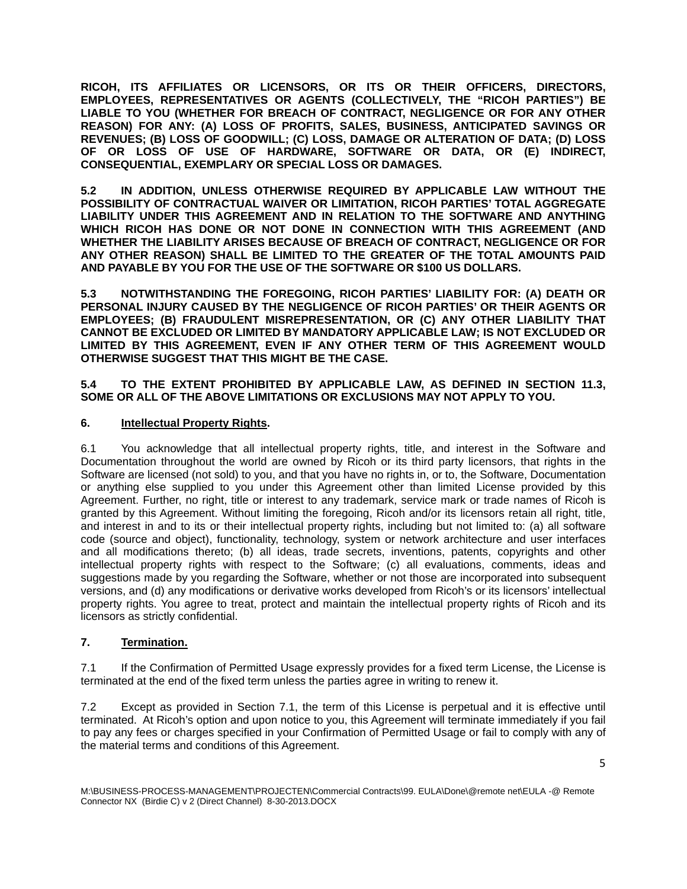**RICOH, ITS AFFILIATES OR LICENSORS, OR ITS OR THEIR OFFICERS, DIRECTORS, EMPLOYEES, REPRESENTATIVES OR AGENTS (COLLECTIVELY, THE "RICOH PARTIES") BE LIABLE TO YOU (WHETHER FOR BREACH OF CONTRACT, NEGLIGENCE OR FOR ANY OTHER REASON) FOR ANY: (A) LOSS OF PROFITS, SALES, BUSINESS, ANTICIPATED SAVINGS OR REVENUES; (B) LOSS OF GOODWILL; (C) LOSS, DAMAGE OR ALTERATION OF DATA; (D) LOSS OF OR LOSS OF USE OF HARDWARE, SOFTWARE OR DATA, OR (E) INDIRECT, CONSEQUENTIAL, EXEMPLARY OR SPECIAL LOSS OR DAMAGES.**

**5.2 IN ADDITION, UNLESS OTHERWISE REQUIRED BY APPLICABLE LAW WITHOUT THE POSSIBILITY OF CONTRACTUAL WAIVER OR LIMITATION, RICOH PARTIES' TOTAL AGGREGATE LIABILITY UNDER THIS AGREEMENT AND IN RELATION TO THE SOFTWARE AND ANYTHING WHICH RICOH HAS DONE OR NOT DONE IN CONNECTION WITH THIS AGREEMENT (AND WHETHER THE LIABILITY ARISES BECAUSE OF BREACH OF CONTRACT, NEGLIGENCE OR FOR ANY OTHER REASON) SHALL BE LIMITED TO THE GREATER OF THE TOTAL AMOUNTS PAID AND PAYABLE BY YOU FOR THE USE OF THE SOFTWARE OR $100 US DOLLARS.**

**5.3 NOTWITHSTANDING THE FOREGOING, RICOH PARTIES' LIABILITY FOR: (A) DEATH OR PERSONAL INJURY CAUSED BY THE NEGLIGENCE OF RICOH PARTIES' OR THEIR AGENTS OR EMPLOYEES; (B) FRAUDULENT MISREPRESENTATION, OR (C) ANY OTHER LIABILITY THAT CANNOT BE EXCLUDED OR LIMITED BY MANDATORY APPLICABLE LAW; IS NOT EXCLUDED OR LIMITED BY THIS AGREEMENT, EVEN IF ANY OTHER TERM OF THIS AGREEMENT WOULD OTHERWISE SUGGEST THAT THIS MIGHT BE THE CASE.**

**5.4 TO THE EXTENT PROHIBITED BY APPLICABLE LAW, AS DEFINED IN SECTION 11.3, SOME OR ALL OF THE ABOVE LIMITATIONS OR EXCLUSIONS MAY NOT APPLY TO YOU.**

**6. <u>Intellectual Property Rights</u>.**

6.1 You acknowledge that all intellectual property rights, title, and interest in the Software and Documentation throughout the world are owned by Ricoh or its third party licensors, that rights in the Software are licensed (not sold) to you, and that you have no rights in, or to, the Software, Documentation or anything else supplied to you under this Agreement other than limited License provided by this Agreement. Further, no right, title or interest to any trademark, service mark or trade names of Ricoh is granted by this Agreement. Without limiting the foregoing, Ricoh and/or its licensors retain all right, title, and interest in and to its or their intellectual property rights, including but not limited to: (a) all software code (source and object), functionality, technology, system or network architecture and user interfaces and all modifications thereto; (b) all ideas, trade secrets, inventions, patents, copyrights and other intellectual property rights with respect to the Software; (c) all evaluations, comments, ideas and suggestions made by you regarding the Software, whether or not those are incorporated into subsequent versions, and (d) any modifications or derivative works developed from Ricoh's or its licensors' intellectual property rights. You agree to treat, protect and maintain the intellectual property rights of Ricoh and its licensors as strictly confidential.

**7. <u>Termination.</u>**

7.1 If the Confirmation of Permitted Usage expressly provides for a fixed term License, the License is terminated at the end of the fixed term unless the parties agree in writing to renew it.

7.2 Except as provided in Section 7.1, the term of this License is perpetual and it is effective until terminated. At Ricoh's option and upon notice to you, this Agreement will terminate immediately if you fail to pay any fees or charges specified in your Confirmation of Permitted Usage or fail to comply with any of the material terms and conditions of this Agreement.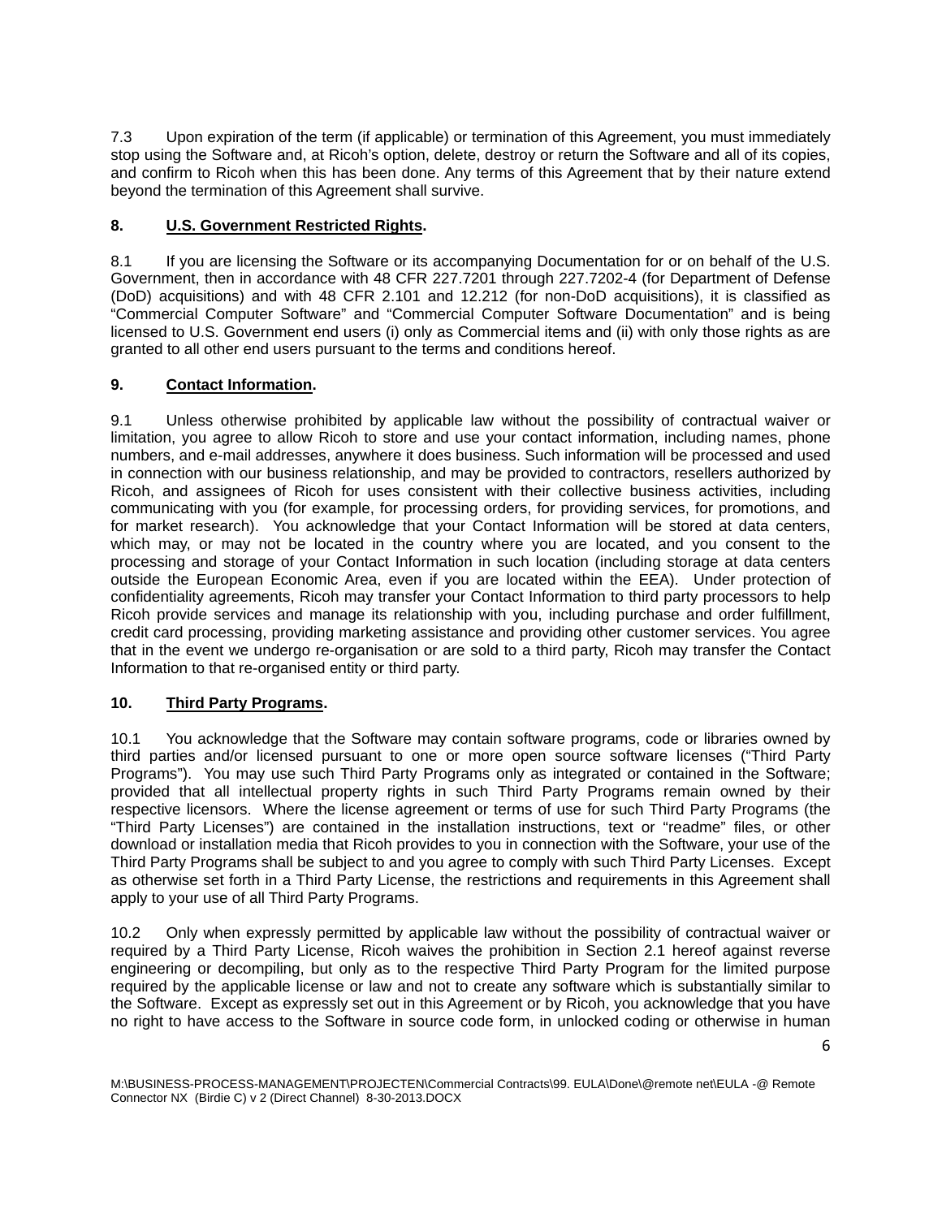7.3 Upon expiration of the term (if applicable) or termination of this Agreement, you must immediately stop using the Software and, at Ricoh's option, delete, destroy or return the Software and all of its copies, and confirm to Ricoh when this has been done. Any terms of this Agreement that by their nature extend beyond the termination of this Agreement shall survive.

**8. U.S. Government Restricted Rights.**

8.1 If you are licensing the Software or its accompanying Documentation for or on behalf of the U.S. Government, then in accordance with 48 CFR 227.7201 through 227.7202-4 (for Department of Defense (DoD) acquisitions) and with 48 CFR 2.101 and 12.212 (for non-DoD acquisitions), it is classified as "Commercial Computer Software" and "Commercial Computer Software Documentation" and is being licensed to U.S. Government end users (i) only as Commercial items and (ii) with only those rights as are granted to all other end users pursuant to the terms and conditions hereof.

**9. Contact Information.**

9.1 Unless otherwise prohibited by applicable law without the possibility of contractual waiver or limitation, you agree to allow Ricoh to store and use your contact information, including names, phone numbers, and e-mail addresses, anywhere it does business. Such information will be processed and used in connection with our business relationship, and may be provided to contractors, resellers authorized by Ricoh, and assignees of Ricoh for uses consistent with their collective business activities, including communicating with you (for example, for processing orders, for providing services, for promotions, and for market research). You acknowledge that your Contact Information will be stored at data centers, which may, or may not be located in the country where you are located, and you consent to the processing and storage of your Contact Information in such location (including storage at data centers outside the European Economic Area, even if you are located within the EEA). Under protection of confidentiality agreements, Ricoh may transfer your Contact Information to third party processors to help Ricoh provide services and manage its relationship with you, including purchase and order fulfillment, credit card processing, providing marketing assistance and providing other customer services. You agree that in the event we undergo re-organisation or are sold to a third party, Ricoh may transfer the Contact Information to that re-organised entity or third party.

**10. Third Party Programs.**

10.1 You acknowledge that the Software may contain software programs, code or libraries owned by third parties and/or licensed pursuant to one or more open source software licenses ("Third Party Programs"). You may use such Third Party Programs only as integrated or contained in the Software; provided that all intellectual property rights in such Third Party Programs remain owned by their respective licensors. Where the license agreement or terms of use for such Third Party Programs (the "Third Party Licenses") are contained in the installation instructions, text or "readme" files, or other download or installation media that Ricoh provides to you in connection with the Software, your use of the Third Party Programs shall be subject to and you agree to comply with such Third Party Licenses. Except as otherwise set forth in a Third Party License, the restrictions and requirements in this Agreement shall apply to your use of all Third Party Programs.

10.2 Only when expressly permitted by applicable law without the possibility of contractual waiver or required by a Third Party License, Ricoh waives the prohibition in Section 2.1 hereof against reverse engineering or decompiling, but only as to the respective Third Party Program for the limited purpose required by the applicable license or law and not to create any software which is substantially similar to the Software. Except as expressly set out in this Agreement or by Ricoh, you acknowledge that you have no right to have access to the Software in source code form, in unlocked coding or otherwise in human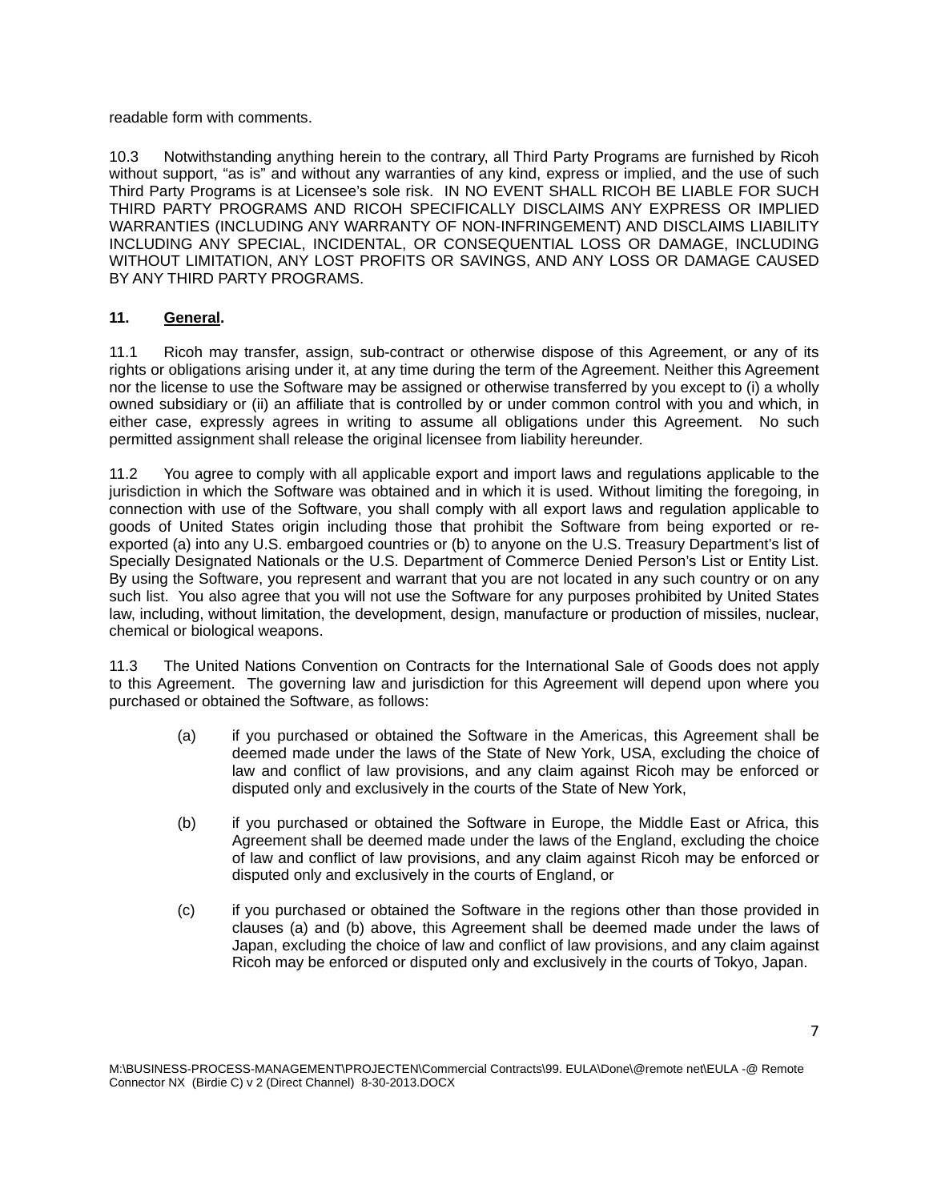readable form with comments.

10.3 Notwithstanding anything herein to the contrary, all Third Party Programs are furnished by Ricoh without support, "as is" and without any warranties of any kind, express or implied, and the use of such Third Party Programs is at Licensee's sole risk. IN NO EVENT SHALL RICOH BE LIABLE FOR SUCH THIRD PARTY PROGRAMS AND RICOH SPECIFICALLY DISCLAIMS ANY EXPRESS OR IMPLIED WARRANTIES (INCLUDING ANY WARRANTY OF NON-INFRINGEMENT) AND DISCLAIMS LIABILITY INCLUDING ANY SPECIAL, INCIDENTAL, OR CONSEQUENTIAL LOSS OR DAMAGE, INCLUDING WITHOUT LIMITATION, ANY LOST PROFITS OR SAVINGS, AND ANY LOSS OR DAMAGE CAUSED BY ANY THIRD PARTY PROGRAMS.

**11. <u>General</u>.**

11.1 Ricoh may transfer, assign, sub-contract or otherwise dispose of this Agreement, or any of its rights or obligations arising under it, at any time during the term of the Agreement. Neither this Agreement nor the license to use the Software may be assigned or otherwise transferred by you except to (i) a wholly owned subsidiary or (ii) an affiliate that is controlled by or under common control with you and which, in either case, expressly agrees in writing to assume all obligations under this Agreement. No such permitted assignment shall release the original licensee from liability hereunder.

11.2 You agree to comply with all applicable export and import laws and regulations applicable to the jurisdiction in which the Software was obtained and in which it is used. Without limiting the foregoing, in connection with use of the Software, you shall comply with all export laws and regulation applicable to goods of United States origin including those that prohibit the Software from being exported or re-exported (a) into any U.S. embargoed countries or (b) to anyone on the U.S. Treasury Department's list of Specially Designated Nationals or the U.S. Department of Commerce Denied Person's List or Entity List. By using the Software, you represent and warrant that you are not located in any such country or on any such list. You also agree that you will not use the Software for any purposes prohibited by United States law, including, without limitation, the development, design, manufacture or production of missiles, nuclear, chemical or biological weapons.

11.3 The United Nations Convention on Contracts for the International Sale of Goods does not apply to this Agreement. The governing law and jurisdiction for this Agreement will depend upon where you purchased or obtained the Software, as follows:

(a) if you purchased or obtained the Software in the Americas, this Agreement shall be deemed made under the laws of the State of New York, USA, excluding the choice of law and conflict of law provisions, and any claim against Ricoh may be enforced or disputed only and exclusively in the courts of the State of New York,

(b) if you purchased or obtained the Software in Europe, the Middle East or Africa, this Agreement shall be deemed made under the laws of the England, excluding the choice of law and conflict of law provisions, and any claim against Ricoh may be enforced or disputed only and exclusively in the courts of England, or

(c) if you purchased or obtained the Software in the regions other than those provided in clauses (a) and (b) above, this Agreement shall be deemed made under the laws of Japan, excluding the choice of law and conflict of law provisions, and any claim against Ricoh may be enforced or disputed only and exclusively in the courts of Tokyo, Japan.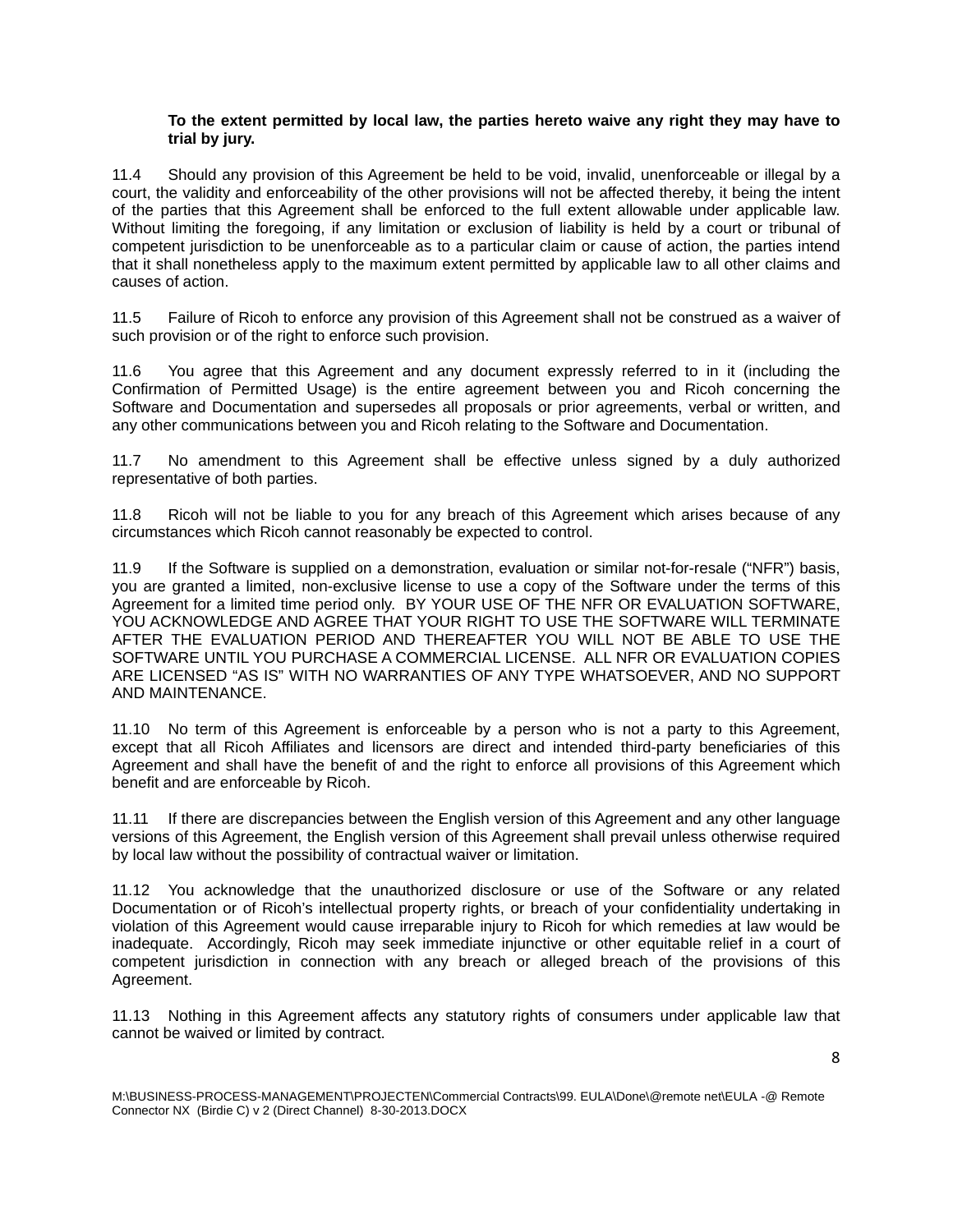**To the extent permitted by local law, the parties hereto waive any right they may have to trial by jury.**

11.4 Should any provision of this Agreement be held to be void, invalid, unenforceable or illegal by a court, the validity and enforceability of the other provisions will not be affected thereby, it being the intent of the parties that this Agreement shall be enforced to the full extent allowable under applicable law. Without limiting the foregoing, if any limitation or exclusion of liability is held by a court or tribunal of competent jurisdiction to be unenforceable as to a particular claim or cause of action, the parties intend that it shall nonetheless apply to the maximum extent permitted by applicable law to all other claims and causes of action.

11.5 Failure of Ricoh to enforce any provision of this Agreement shall not be construed as a waiver of such provision or of the right to enforce such provision.

11.6 You agree that this Agreement and any document expressly referred to in it (including the Confirmation of Permitted Usage) is the entire agreement between you and Ricoh concerning the Software and Documentation and supersedes all proposals or prior agreements, verbal or written, and any other communications between you and Ricoh relating to the Software and Documentation.

11.7 No amendment to this Agreement shall be effective unless signed by a duly authorized representative of both parties.

11.8 Ricoh will not be liable to you for any breach of this Agreement which arises because of any circumstances which Ricoh cannot reasonably be expected to control.

11.9 If the Software is supplied on a demonstration, evaluation or similar not-for-resale ("NFR") basis, you are granted a limited, non-exclusive license to use a copy of the Software under the terms of this Agreement for a limited time period only. BY YOUR USE OF THE NFR OR EVALUATION SOFTWARE, YOU ACKNOWLEDGE AND AGREE THAT YOUR RIGHT TO USE THE SOFTWARE WILL TERMINATE AFTER THE EVALUATION PERIOD AND THEREAFTER YOU WILL NOT BE ABLE TO USE THE SOFTWARE UNTIL YOU PURCHASE A COMMERCIAL LICENSE. ALL NFR OR EVALUATION COPIES ARE LICENSED "AS IS" WITH NO WARRANTIES OF ANY TYPE WHATSOEVER, AND NO SUPPORT AND MAINTENANCE.

11.10 No term of this Agreement is enforceable by a person who is not a party to this Agreement, except that all Ricoh Affiliates and licensors are direct and intended third-party beneficiaries of this Agreement and shall have the benefit of and the right to enforce all provisions of this Agreement which benefit and are enforceable by Ricoh.

11.11 If there are discrepancies between the English version of this Agreement and any other language versions of this Agreement, the English version of this Agreement shall prevail unless otherwise required by local law without the possibility of contractual waiver or limitation.

11.12 You acknowledge that the unauthorized disclosure or use of the Software or any related Documentation or of Ricoh's intellectual property rights, or breach of your confidentiality undertaking in violation of this Agreement would cause irreparable injury to Ricoh for which remedies at law would be inadequate. Accordingly, Ricoh may seek immediate injunctive or other equitable relief in a court of competent jurisdiction in connection with any breach or alleged breach of the provisions of this Agreement.

11.13 Nothing in this Agreement affects any statutory rights of consumers under applicable law that cannot be waived or limited by contract.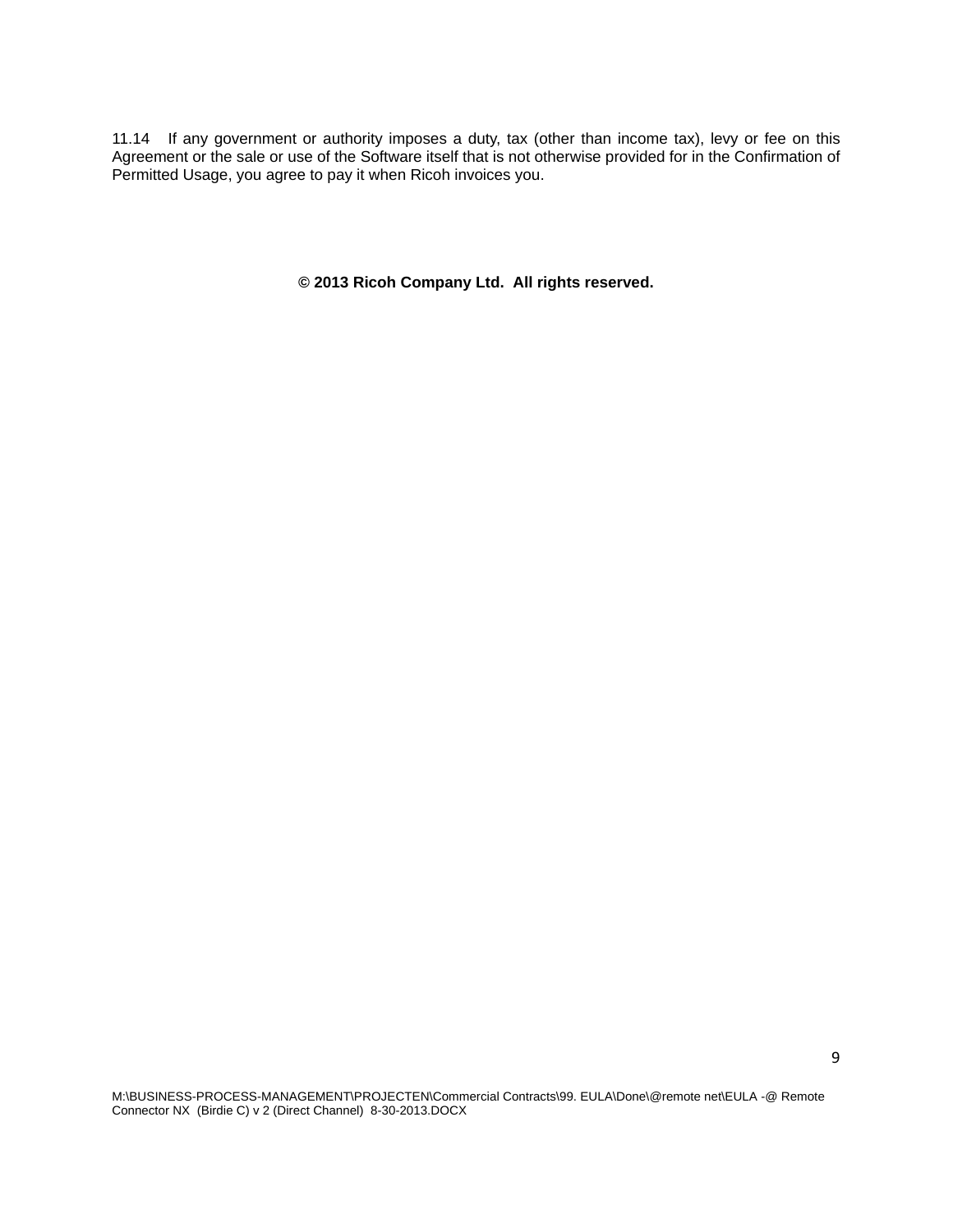11.14 If any government or authority imposes a duty, tax (other than income tax), levy or fee on this Agreement or the sale or use of the Software itself that is not otherwise provided for in the Confirmation of Permitted Usage, you agree to pay it when Ricoh invoices you.

**© 2013 Ricoh Company Ltd. All rights reserved.**